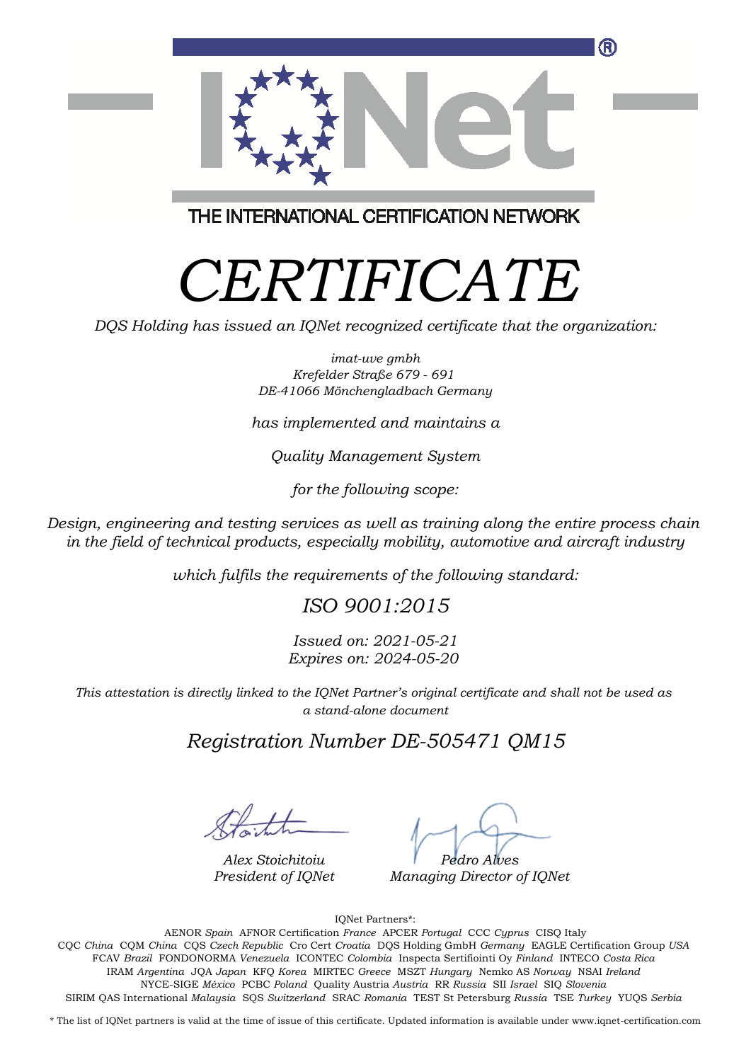THE INTERNATIONAL CERTIFICATION NETWORK

# CERTIFICATE

*DQS Holding has issued an IQNet recognized certificate that the organization:*

*imat-uve gmbh*
*Krefelder Straße 679 - 691*
*DE-41066 Mönchengladbach Germany*

*has implemented and maintains a*

*Quality Management System*

*for the following scope:*

*Design, engineering and testing services as well as training along the entire process chain in the field of technical products, especially mobility, automotive and aircraft industry*

*which fulfils the requirements of the following standard:*

## *ISO 9001:2015*

*Issued on: 2021-05-21*
*Expires on: 2024-05-20*

*This attestation is directly linked to the IQNet Partner's original certificate and shall not be used as a stand-alone document*

## *Registration Number DE-505471 QM15*

*Alex Stoichitoiu*
*President of IQNet*

*Pedro Alves*
*Managing Director of IQNet*

IQNet Partners*:

AENOR *Spain* AFNOR Certification *France* APCER *Portugal* CCC *Cyprus* CISQ Italy
CQC *China* CQM *China* CQS *Czech Republic* Cro Cert *Croatia* DQS Holding GmbH *Germany* EAGLE Certification Group *USA*
FCAV *Brazil* FONDONORMA *Venezuela* ICONTEC *Colombia* Inspecta Sertifiointi Oy *Finland* INTECO *Costa Rica*
IRAM *Argentina* JQA *Japan* KFQ *Korea* MIRTEC *Greece* MSZT *Hungary* Nemko AS *Norway* NSAI *Ireland*
NYCE-SIGE *México* PCBC *Poland* Quality Austria *Austria* RR *Russia* SII *Israel* SIQ *Slovenia*
SIRIM QAS International *Malaysia* SQS *Switzerland* SRAC *Romania* TEST St Petersburg *Russia* TSE *Turkey* YUQS *Serbia*

* The list of IQNet partners is valid at the time of issue of this certificate. Updated information is available under www.iqnet-certification.com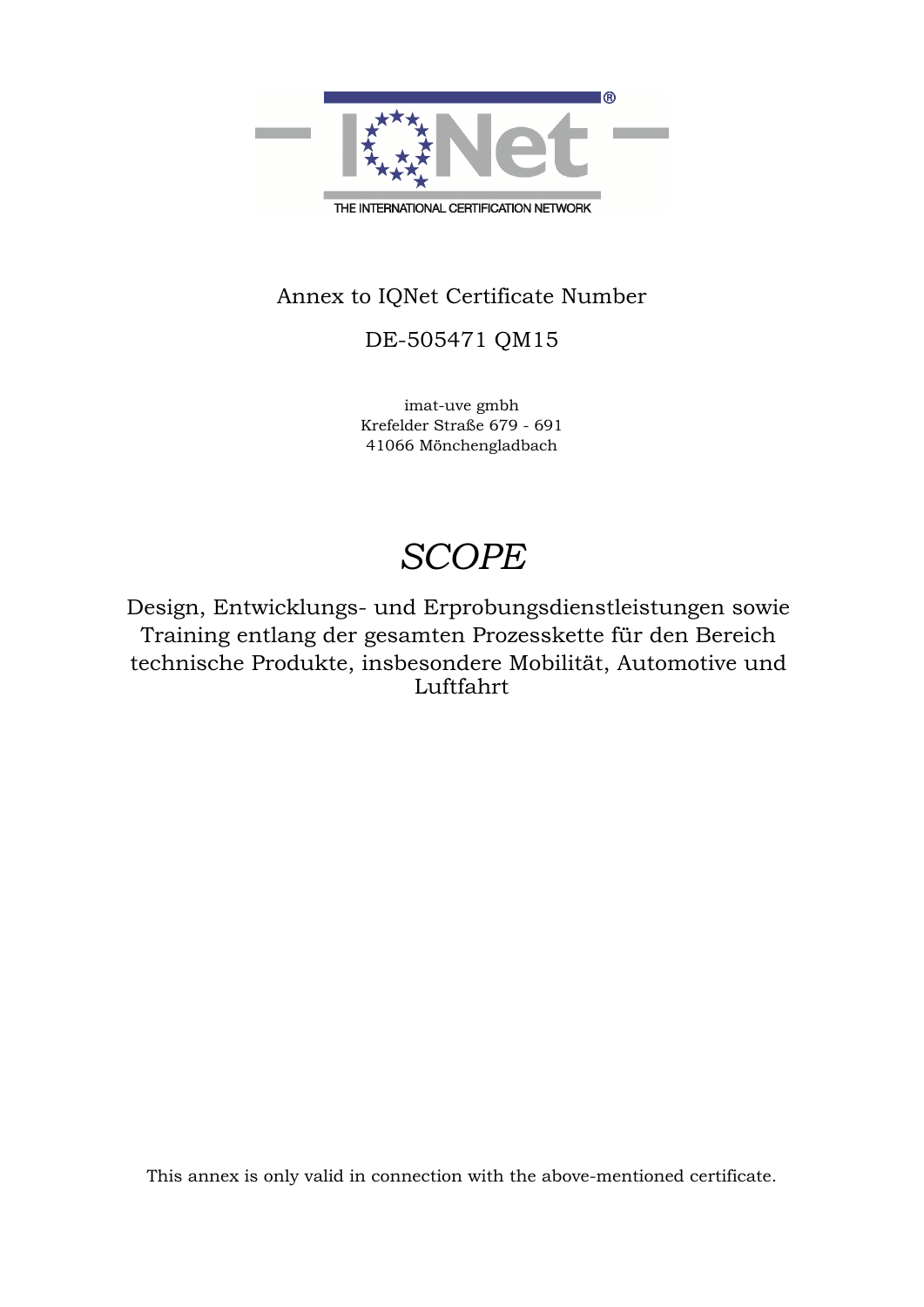THE INTERNATIONAL CERTIFICATION NETWORK

Annex to IQNet Certificate Number

DE-505471 QM15

imat-uve gmbh
Krefelder Straße 679 - 691
41066 Mönchengladbach

# *SCOPE*

Design, Entwicklungs- und Erprobungsdienstleistungen sowie Training entlang der gesamten Prozesskette für den Bereich technische Produkte, insbesondere Mobilität, Automotive und Luftfahrt

This annex is only valid in connection with the above-mentioned certificate.